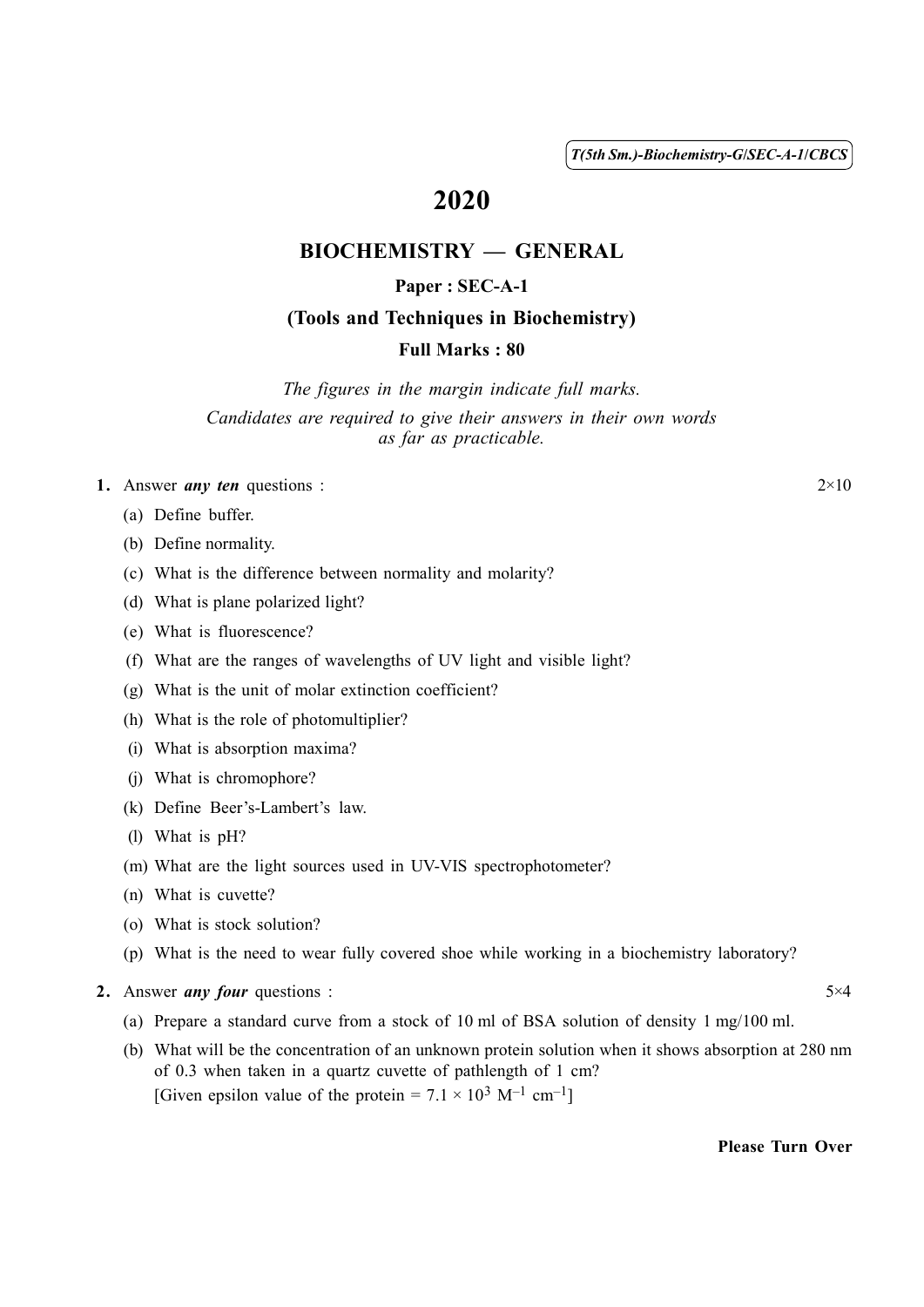T(5th Sm.)-Biochemistry-G/SEC-A-1/CBCS

# 2020

## BIOCHEMISTRY — GENERAL

### Paper : SEC-A-1

### (Tools and Techniques in Biochemistry)

### Full Marks : 80

*The figures in the margin indicate full marks.*

*Candidates are required to give their answers in their own words as far as practicable.*

**1.** Answer ***any ten*** questions : $2\times10$

(a) Define buffer.

(b) Define normality.

(c) What is the difference between normality and molarity?

(d) What is plane polarized light?

(e) What is fluorescence?

(f) What are the ranges of wavelengths of UV light and visible light?

(g) What is the unit of molar extinction coefficient?

(h) What is the role of photomultiplier?

(i) What is absorption maxima?

(j) What is chromophore?

(k) Define Beer's-Lambert's law.

(l) What is pH?

(m) What are the light sources used in UV-VIS spectrophotometer?

(n) What is cuvette?

(o) What is stock solution?

(p) What is the need to wear fully covered shoe while working in a biochemistry laboratory?

**2.** Answer ***any four*** questions : $5\times4$

(a) Prepare a standard curve from a stock of 10 ml of BSA solution of density 1 mg/100 ml.

(b) What will be the concentration of an unknown protein solution when it shows absorption at 280 nm of 0.3 when taken in a quartz cuvette of pathlength of 1 cm?
[Given epsilon value of the protein = $7.1 \times 10^{3}$ $M^{-1}$ $cm^{-1}$]

**Please Turn Over**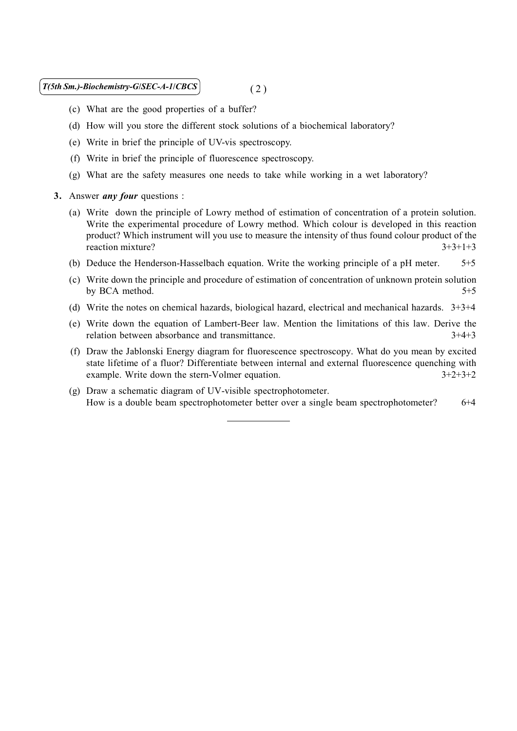(c) What are the good properties of a buffer?

(d) How will you store the different stock solutions of a biochemical laboratory?

(e) Write in brief the principle of UV-vis spectroscopy.

(f) Write in brief the principle of fluorescence spectroscopy.

(g) What are the safety measures one needs to take while working in a wet laboratory?

**3.** Answer ***any four*** questions :

(a) Write down the principle of Lowry method of estimation of concentration of a protein solution. Write the experimental procedure of Lowry method. Which colour is developed in this reaction product? Which instrument will you use to measure the intensity of thus found colour product of the reaction mixture? 3+3+1+3

(b) Deduce the Henderson-Hasselbach equation. Write the working principle of a pH meter. 5+5

(c) Write down the principle and procedure of estimation of concentration of unknown protein solution by BCA method. 5+5

(d) Write the notes on chemical hazards, biological hazard, electrical and mechanical hazards. 3+3+4

(e) Write down the equation of Lambert-Beer law. Mention the limitations of this law. Derive the relation between absorbance and transmittance. 3+4+3

(f) Draw the Jablonski Energy diagram for fluorescence spectroscopy. What do you mean by excited state lifetime of a fluor? Differentiate between internal and external fluorescence quenching with example. Write down the stern-Volmer equation. 3+2+3+2

(g) Draw a schematic diagram of UV-visible spectrophotometer.
How is a double beam spectrophotometer better over a single beam spectrophotometer? 6+4